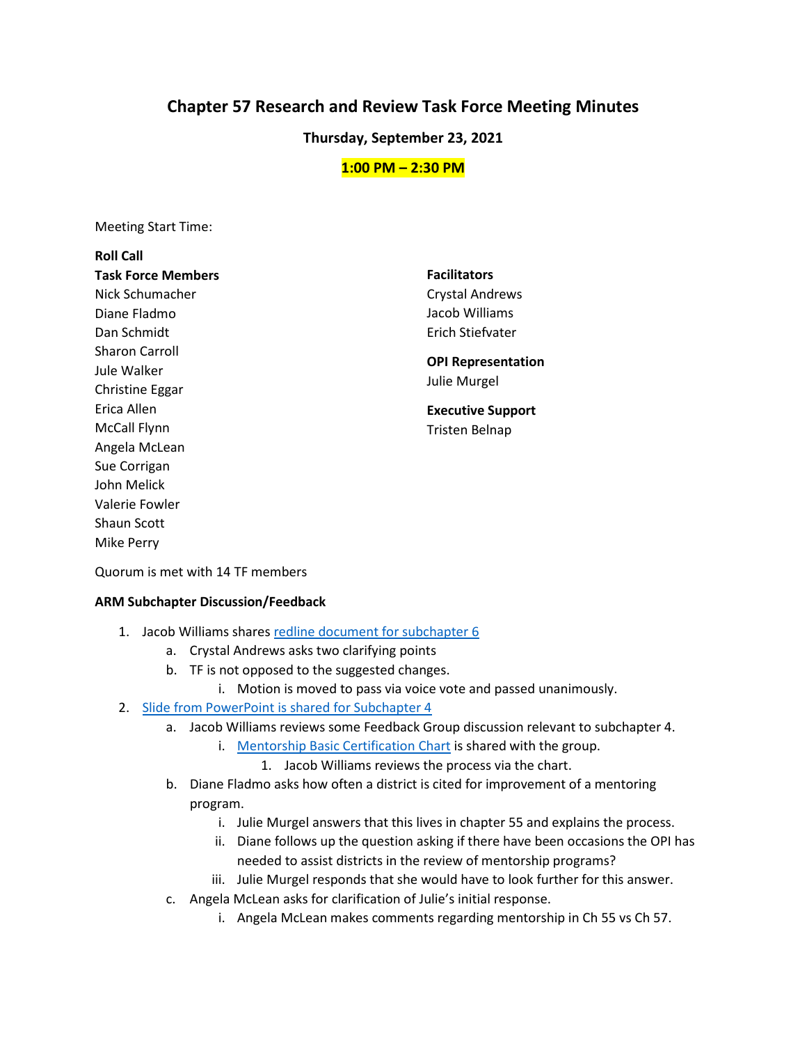# Chapter 57 Research and Review Task Force Meeting Minutes

**Thursday, September 23, 2021**

**1:00 PM – 2:30 PM**

Meeting Start Time:

**Roll Call**

**Task Force Members**
Nick Schumacher
Diane Fladmo
Dan Schmidt
Sharon Carroll
Jule Walker
Christine Eggar
Erica Allen
McCall Flynn
Angela McLean
Sue Corrigan
John Melick
Valerie Fowler
Shaun Scott
Mike Perry

**Facilitators**
Crystal Andrews
Jacob Williams
Erich Stiefvater

**OPI Representation**
Julie Murgel

**Executive Support**
Tristen Belnap

Quorum is met with 14 TF members

**ARM Subchapter Discussion/Feedback**

1. Jacob Williams shares redline document for subchapter 6
   a. Crystal Andrews asks two clarifying points
   b. TF is not opposed to the suggested changes.
      i. Motion is moved to pass via voice vote and passed unanimously.
2. Slide from PowerPoint is shared for Subchapter 4
   a. Jacob Williams reviews some Feedback Group discussion relevant to subchapter 4.
      i. Mentorship Basic Certification Chart is shared with the group.
         1. Jacob Williams reviews the process via the chart.
   b. Diane Fladmo asks how often a district is cited for improvement of a mentoring program.
      i. Julie Murgel answers that this lives in chapter 55 and explains the process.
      ii. Diane follows up the question asking if there have been occasions the OPI has needed to assist districts in the review of mentorship programs?
      iii. Julie Murgel responds that she would have to look further for this answer.
   c. Angela McLean asks for clarification of Julie's initial response.
      i. Angela McLean makes comments regarding mentorship in Ch 55 vs Ch 57.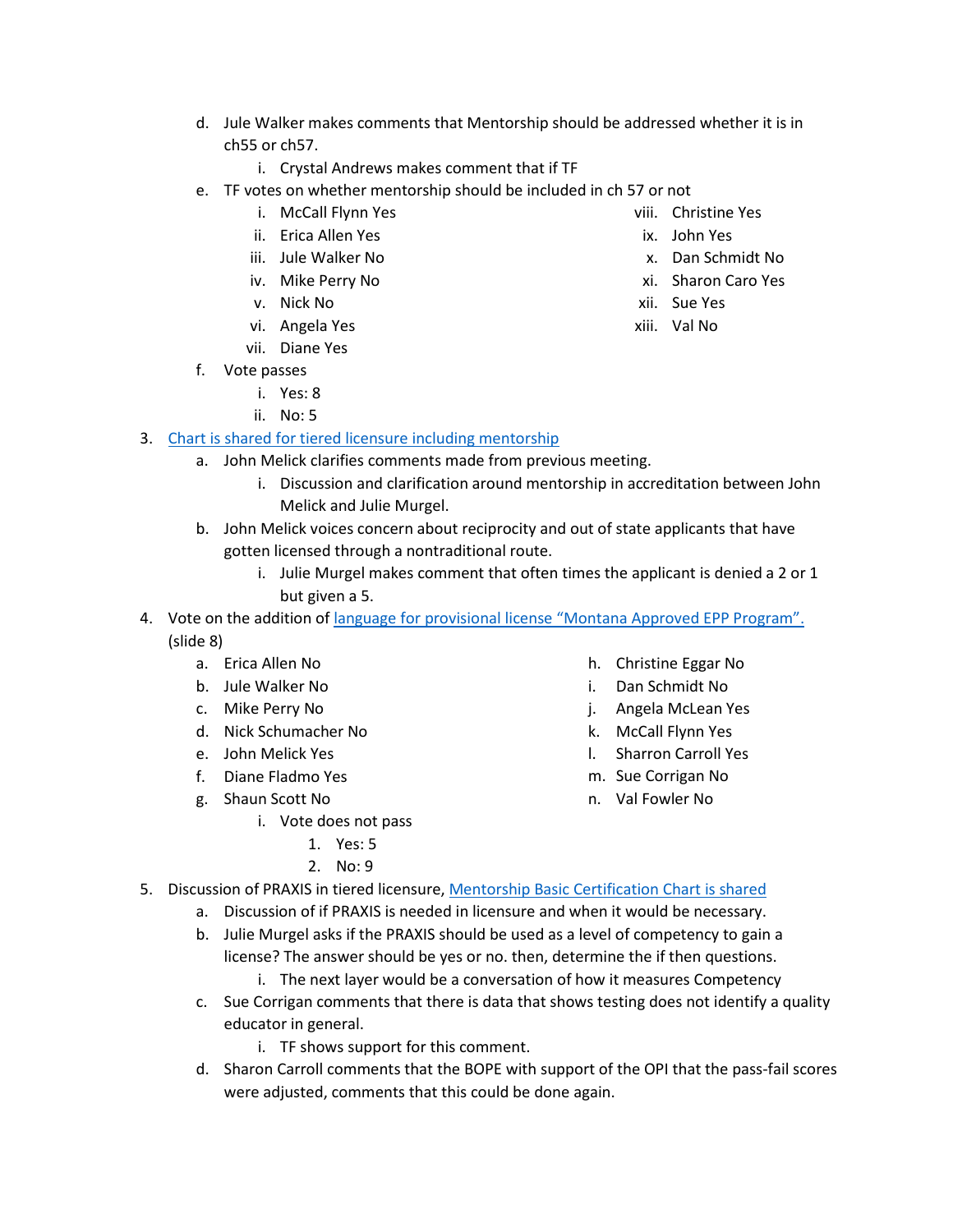d. Jule Walker makes comments that Mentorship should be addressed whether it is in ch55 or ch57.
   i. Crystal Andrews makes comment that if TF

e. TF votes on whether mentorship should be included in ch 57 or not
   i. McCall Flynn Yes
   ii. Erica Allen Yes
   iii. Jule Walker No
   iv. Mike Perry No
   v. Nick No
   vi. Angela Yes
   vii. Diane Yes
   viii. Christine Yes
   ix. John Yes
   x. Dan Schmidt No
   xi. Sharon Caro Yes
   xii. Sue Yes
   xiii. Val No

f. Vote passes
   i. Yes: 8
   ii. No: 5

3. [Chart is shared for tiered licensure including mentorship]()
   a. John Melick clarifies comments made from previous meeting.
      i. Discussion and clarification around mentorship in accreditation between John Melick and Julie Murgel.
   b. John Melick voices concern about reciprocity and out of state applicants that have gotten licensed through a nontraditional route.
      i. Julie Murgel makes comment that often times the applicant is denied a 2 or 1 but given a 5.

4. Vote on the addition of [language for provisional license "Montana Approved EPP Program".]() (slide 8)
   a. Erica Allen No
   b. Jule Walker No
   c. Mike Perry No
   d. Nick Schumacher No
   e. John Melick Yes
   f. Diane Fladmo Yes
   g. Shaun Scott No
   h. Christine Eggar No
   i. Dan Schmidt No
   j. Angela McLean Yes
   k. McCall Flynn Yes
   l. Sharron Carroll Yes
   m. Sue Corrigan No
   n. Val Fowler No
      i. Vote does not pass
         1. Yes: 5
         2. No: 9

5. Discussion of PRAXIS in tiered licensure, [Mentorship Basic Certification Chart is shared]()
   a. Discussion of if PRAXIS is needed in licensure and when it would be necessary.
   b. Julie Murgel asks if the PRAXIS should be used as a level of competency to gain a license? The answer should be yes or no. then, determine the if then questions.
      i. The next layer would be a conversation of how it measures Competency
   c. Sue Corrigan comments that there is data that shows testing does not identify a quality educator in general.
      i. TF shows support for this comment.
   d. Sharon Carroll comments that the BOPE with support of the OPI that the pass-fail scores were adjusted, comments that this could be done again.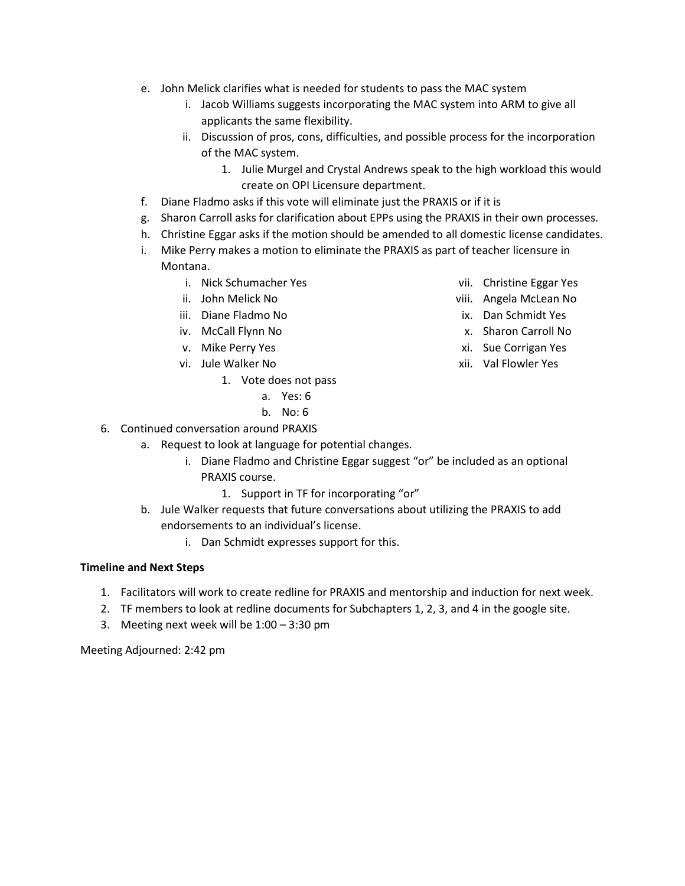e. John Melick clarifies what is needed for students to pass the MAC system
   i. Jacob Williams suggests incorporating the MAC system into ARM to give all applicants the same flexibility.
   ii. Discussion of pros, cons, difficulties, and possible process for the incorporation of the MAC system.
      1. Julie Murgel and Crystal Andrews speak to the high workload this would create on OPI Licensure department.

f. Diane Fladmo asks if this vote will eliminate just the PRAXIS or if it is

g. Sharon Carroll asks for clarification about EPPs using the PRAXIS in their own processes.

h. Christine Eggar asks if the motion should be amended to all domestic license candidates.

i. Mike Perry makes a motion to eliminate the PRAXIS as part of teacher licensure in Montana.
   i. Nick Schumacher Yes
   ii. John Melick No
   iii. Diane Fladmo No
   iv. McCall Flynn No
   v. Mike Perry Yes
   vi. Jule Walker No
   vii. Christine Eggar Yes
   viii. Angela McLean No
   ix. Dan Schmidt Yes
   x. Sharon Carroll No
   xi. Sue Corrigan Yes
   xii. Val Flowler Yes
      1. Vote does not pass
         a. Yes: 6
         b. No: 6

6. Continued conversation around PRAXIS
   a. Request to look at language for potential changes.
      i. Diane Fladmo and Christine Eggar suggest "or" be included as an optional PRAXIS course.
         1. Support in TF for incorporating "or"
   b. Jule Walker requests that future conversations about utilizing the PRAXIS to add endorsements to an individual's license.
      i. Dan Schmidt expresses support for this.

**Timeline and Next Steps**

1. Facilitators will work to create redline for PRAXIS and mentorship and induction for next week.
2. TF members to look at redline documents for Subchapters 1, 2, 3, and 4 in the google site.
3. Meeting next week will be 1:00 – 3:30 pm

Meeting Adjourned: 2:42 pm